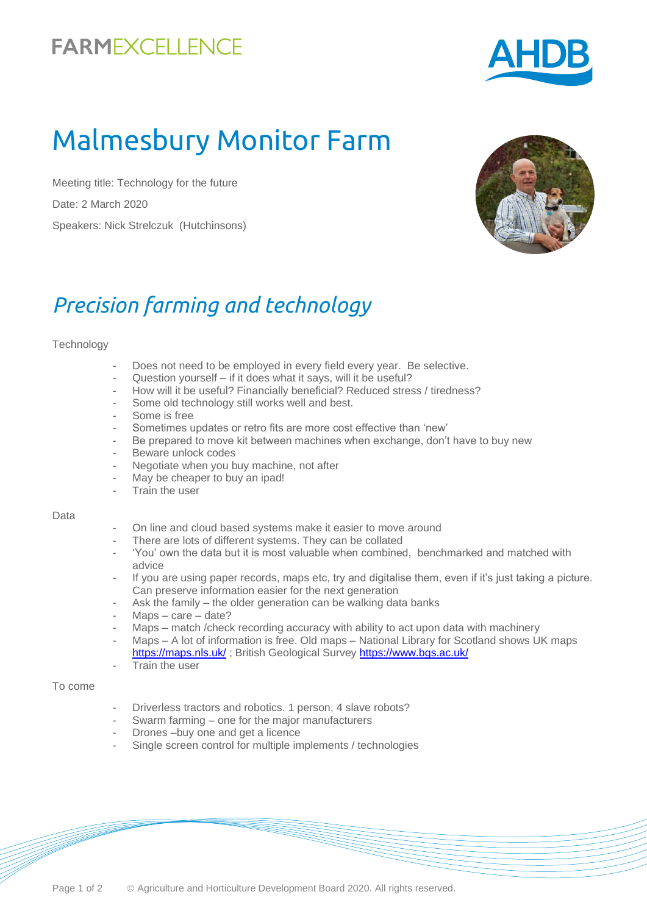FARMEXCELLENCE

AHDB

# Malmesbury Monitor Farm

Meeting title: Technology for the future

Date: 2 March 2020

Speakers: Nick Strelczuk (Hutchinsons)

## *Precision farming and technology*

Technology

- Does not need to be employed in every field every year. Be selective.
- Question yourself – if it does what it says, will it be useful?
- How will it be useful? Financially beneficial? Reduced stress / tiredness?
- Some old technology still works well and best.
- Some is free
- Sometimes updates or retro fits are more cost effective than 'new'
- Be prepared to move kit between machines when exchange, don't have to buy new
- Beware unlock codes
- Negotiate when you buy machine, not after
- May be cheaper to buy an ipad!
- Train the user

Data

- On line and cloud based systems make it easier to move around
- There are lots of different systems. They can be collated
- 'You' own the data but it is most valuable when combined, benchmarked and matched with advice
- If you are using paper records, maps etc, try and digitalise them, even if it's just taking a picture. Can preserve information easier for the next generation
- Ask the family – the older generation can be walking data banks
- Maps – care – date?
- Maps – match /check recording accuracy with ability to act upon data with machinery
- Maps – A lot of information is free. Old maps – National Library for Scotland shows UK maps https://maps.nls.uk/ ; British Geological Survey https://www.bgs.ac.uk/
- Train the user

To come

- Driverless tractors and robotics. 1 person, 4 slave robots?
- Swarm farming – one for the major manufacturers
- Drones –buy one and get a licence
- Single screen control for multiple implements / technologies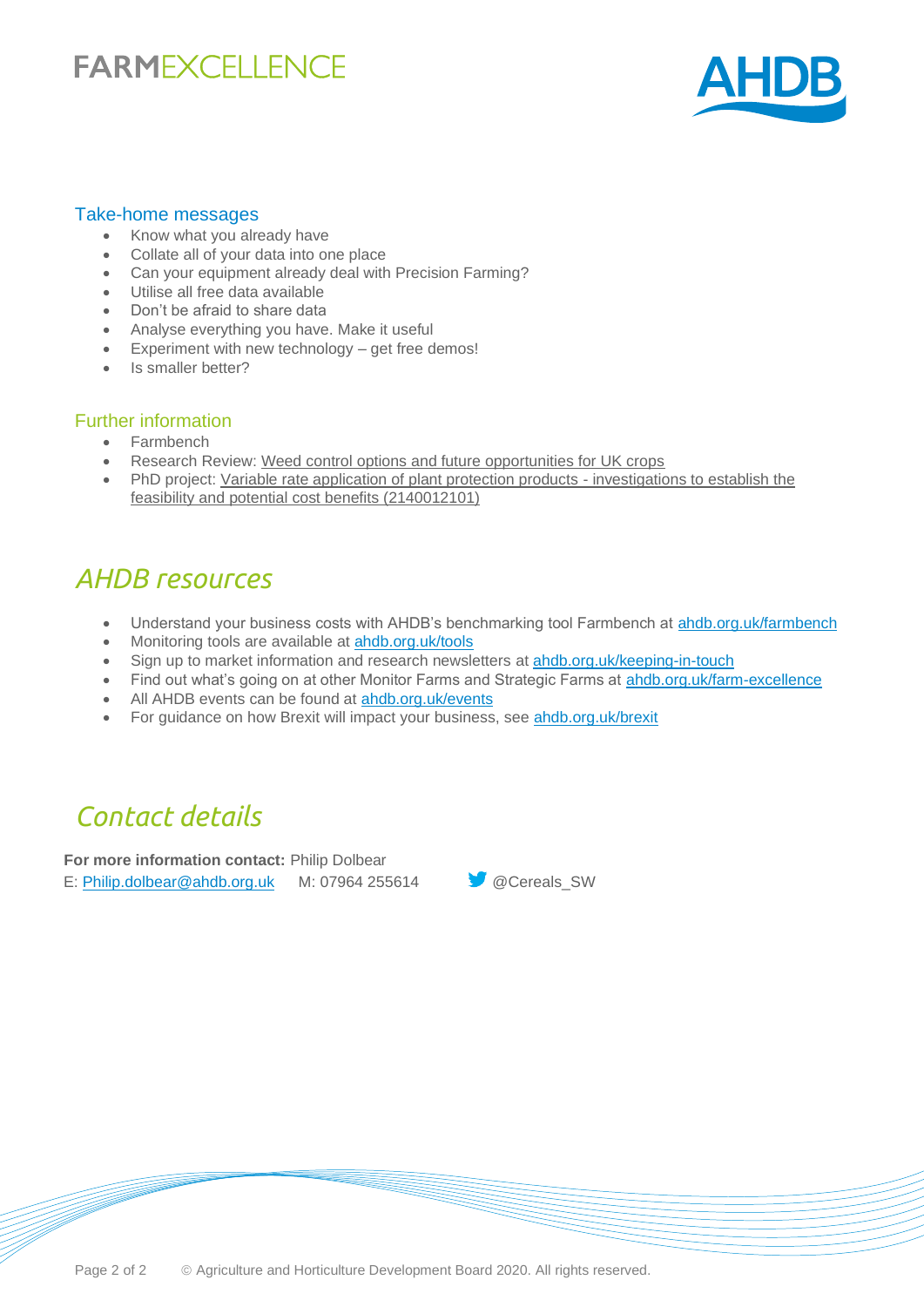## Take-home messages

- Know what you already have
- Collate all of your data into one place
- Can your equipment already deal with Precision Farming?
- Utilise all free data available
- Don't be afraid to share data
- Analyse everything you have. Make it useful
- Experiment with new technology – get free demos!
- Is smaller better?

## Further information

- Farmbench
- Research Review: Weed control options and future opportunities for UK crops
- PhD project: Variable rate application of plant protection products - investigations to establish the feasibility and potential cost benefits (2140012101)

# *AHDB resources*

- Understand your business costs with AHDB's benchmarking tool Farmbench at ahdb.org.uk/farmbench
- Monitoring tools are available at ahdb.org.uk/tools
- Sign up to market information and research newsletters at ahdb.org.uk/keeping-in-touch
- Find out what's going on at other Monitor Farms and Strategic Farms at ahdb.org.uk/farm-excellence
- All AHDB events can be found at ahdb.org.uk/events
- For guidance on how Brexit will impact your business, see ahdb.org.uk/brexit

# *Contact details*

**For more information contact:** Philip Dolbear
E: Philip.dolbear@ahdb.org.uk M: 07964 255614 @Cereals_SW

© Agriculture and Horticulture Development Board 2020. All rights reserved.